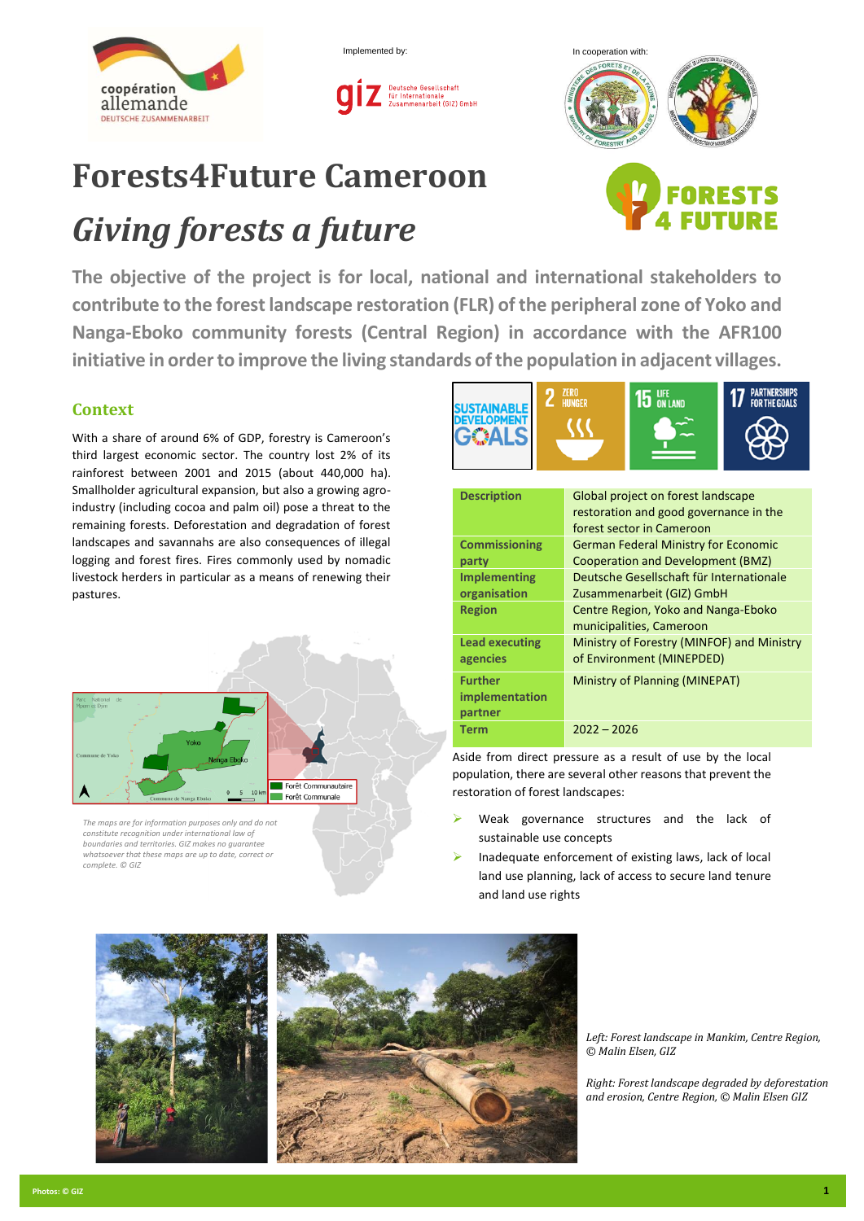Implemented by:

In cooperation with:

# Forests4Future Cameroon

## *Giving forests a future*

**The objective of the project is for local, national and international stakeholders to contribute to the forest landscape restoration (FLR) of the peripheral zone of Yoko and Nanga-Eboko community forests (Central Region) in accordance with the AFR100 initiative in order to improve the living standards of the population in adjacent villages.**

### Context

With a share of around 6% of GDP, forestry is Cameroon's third largest economic sector. The country lost 2% of its rainforest between 2001 and 2015 (about 440,000 ha). Smallholder agricultural expansion, but also a growing agro-industry (including cocoa and palm oil) pose a threat to the remaining forests. Deforestation and degradation of forest landscapes and savannahs are also consequences of illegal logging and forest fires. Fires commonly used by nomadic livestock herders in particular as a means of renewing their pastures.

*The maps are for information purposes only and do not constitute recognition under international law of boundaries and territories. GIZ makes no guarantee whatsoever that these maps are up to date, correct or complete. © GIZ*

| | |
|---|---|
| **Description** | Global project on forest landscape restoration and good governance in the forest sector in Cameroon |
| **Commissioning party** | German Federal Ministry for Economic Cooperation and Development (BMZ) |
| **Implementing organisation** | Deutsche Gesellschaft für Internationale Zusammenarbeit (GIZ) GmbH |
| **Region** | Centre Region, Yoko and Nanga-Eboko municipalities, Cameroon |
| **Lead executing agencies** | Ministry of Forestry (MINFOF) and Ministry of Environment (MINEPDED) |
| **Further implementation partner** | Ministry of Planning (MINEPAT) |
| **Term** | 2022 – 2026 |

Aside from direct pressure as a result of use by the local population, there are several other reasons that prevent the restoration of forest landscapes:

- Weak governance structures and the lack of sustainable use concepts
- Inadequate enforcement of existing laws, lack of local land use planning, lack of access to secure land tenure and land use rights

*Left: Forest landscape in Mankim, Centre Region, © Malin Elsen, GIZ*

*Right: Forest landscape degraded by deforestation and erosion, Centre Region, © Malin Elsen GIZ*

Photos: © GIZ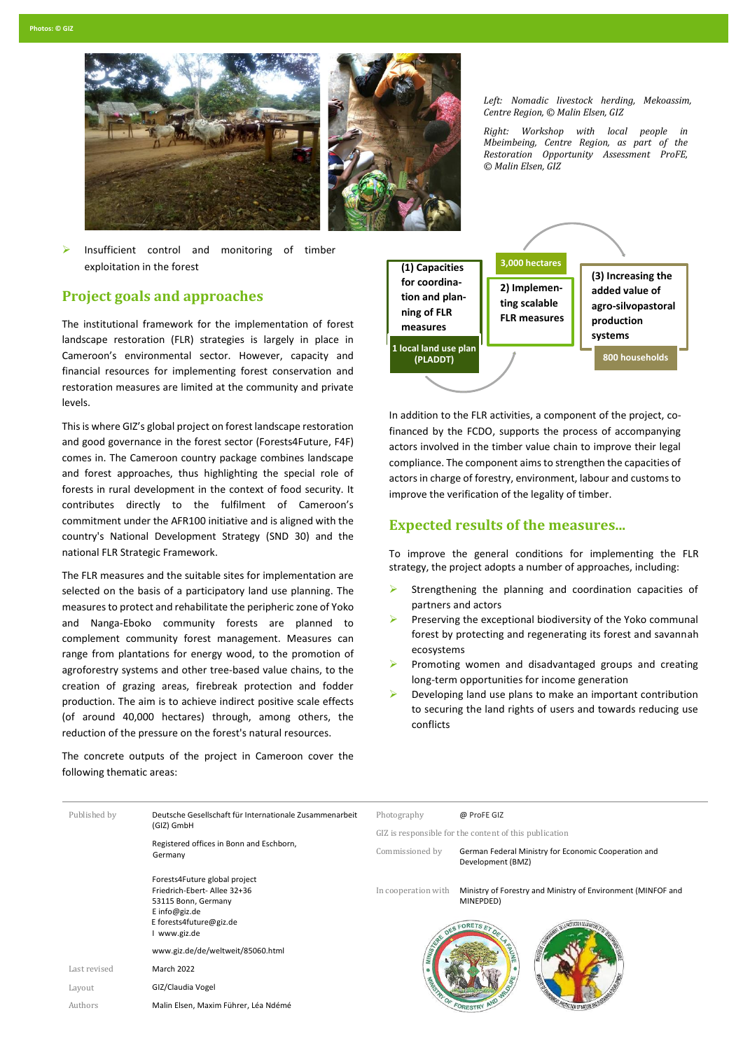Photos: © GIZ

*Left: Nomadic livestock herding, Mekoassim, Centre Region, © Malin Elsen, GIZ*

*Right: Workshop with local people in Mbeimbeing, Centre Region, as part of the Restoration Opportunity Assessment ProFE, © Malin Elsen, GIZ*

- Insufficient control and monitoring of timber exploitation in the forest

## Project goals and approaches

The institutional framework for the implementation of forest landscape restoration (FLR) strategies is largely in place in Cameroon's environmental sector. However, capacity and financial resources for implementing forest conservation and restoration measures are limited at the community and private levels.

This is where GIZ's global project on forest landscape restoration and good governance in the forest sector (Forests4Future, F4F) comes in. The Cameroon country package combines landscape and forest approaches, thus highlighting the special role of forests in rural development in the context of food security. It contributes directly to the fulfilment of Cameroon's commitment under the AFR100 initiative and is aligned with the country's National Development Strategy (SND 30) and the national FLR Strategic Framework.

The FLR measures and the suitable sites for implementation are selected on the basis of a participatory land use planning. The measures to protect and rehabilitate the peripheric zone of Yoko and Nanga-Eboko community forests are planned to complement community forest management. Measures can range from plantations for energy wood, to the promotion of agroforestry systems and other tree-based value chains, to the creation of grazing areas, firebreak protection and fodder production. The aim is to achieve indirect positive scale effects (of around 40,000 hectares) through, among others, the reduction of the pressure on the forest's natural resources.

The concrete outputs of the project in Cameroon cover the following thematic areas:

**(1) Capacities for coordination and planning of FLR measures**
1 local land use plan (PLADDT)

**2) Implementing scalable FLR measures**
3,000 hectares

**(3) Increasing the added value of agro-silvopastoral production systems**
800 households

In addition to the FLR activities, a component of the project, co-financed by the FCDO, supports the process of accompanying actors involved in the timber value chain to improve their legal compliance. The component aims to strengthen the capacities of actors in charge of forestry, environment, labour and customs to improve the verification of the legality of timber.

## Expected results of the measures...

To improve the general conditions for implementing the FLR strategy, the project adopts a number of approaches, including:

- Strengthening the planning and coordination capacities of partners and actors
- Preserving the exceptional biodiversity of the Yoko communal forest by protecting and regenerating its forest and savannah ecosystems
- Promoting women and disadvantaged groups and creating long-term opportunities for income generation
- Developing land use plans to make an important contribution to securing the land rights of users and towards reducing use conflicts

| | |
|---|---|
| Published by | Deutsche Gesellschaft für Internationale Zusammenarbeit (GIZ) GmbH<br><br>Registered offices in Bonn and Eschborn, Germany<br><br>Forests4Future global project<br>Friedrich-Ebert- Allee 32+36<br>53115 Bonn, Germany<br>E info@giz.de<br>E forests4future@giz.de<br>I www.giz.de<br><br>www.giz.de/de/weltweit/85060.html |
| Last revised | March 2022 |
| Layout | GIZ/Claudia Vogel |
| Authors | Malin Elsen, Maxim Führer, Léa Ndémé |
| Photography | @ ProFE GIZ |
| | GIZ is responsible for the content of this publication |
| Commissioned by | German Federal Ministry for Economic Cooperation and Development (BMZ) |
| In cooperation with | Ministry of Forestry and Ministry of Environment (MINFOF and MINEPDED) |